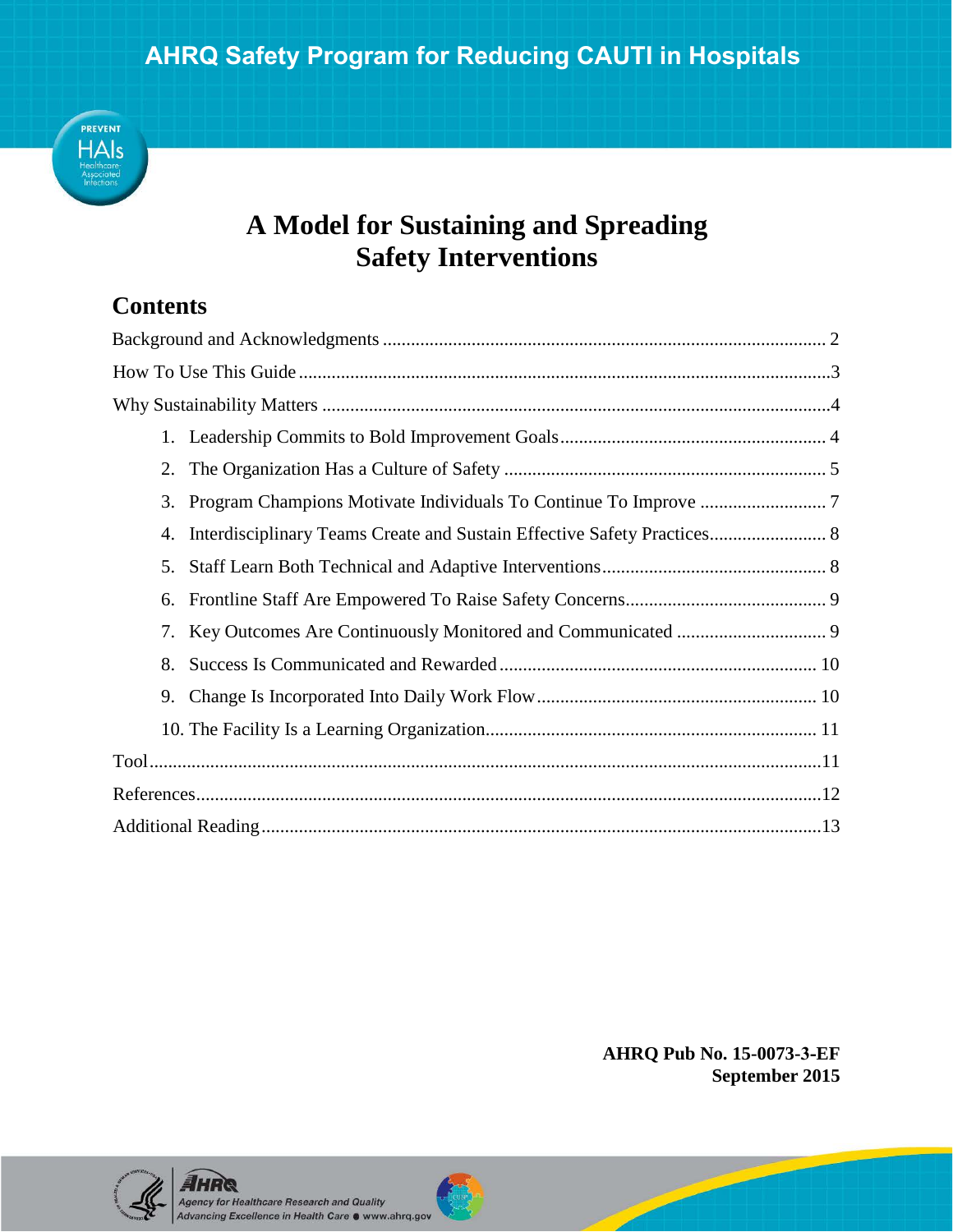AHRQ Safety Program for Reducing CAUTI in Hospitals

# A Model for Sustaining and Spreading Safety Interventions

## Contents

Background and Acknowledgments ..... 2

How To Use This Guide ..... 3

Why Sustainability Matters ..... 4

1. Leadership Commits to Bold Improvement Goals ..... 4
2. The Organization Has a Culture of Safety ..... 5
3. Program Champions Motivate Individuals To Continue To Improve ..... 7
4. Interdisciplinary Teams Create and Sustain Effective Safety Practices ..... 8
5. Staff Learn Both Technical and Adaptive Interventions ..... 8
6. Frontline Staff Are Empowered To Raise Safety Concerns ..... 9
7. Key Outcomes Are Continuously Monitored and Communicated ..... 9
8. Success Is Communicated and Rewarded ..... 10
9. Change Is Incorporated Into Daily Work Flow ..... 10
10. The Facility Is a Learning Organization ..... 11

Tool ..... 11

References ..... 12

Additional Reading ..... 13

**AHRQ Pub No. 15-0073-3-EF**
**September 2015**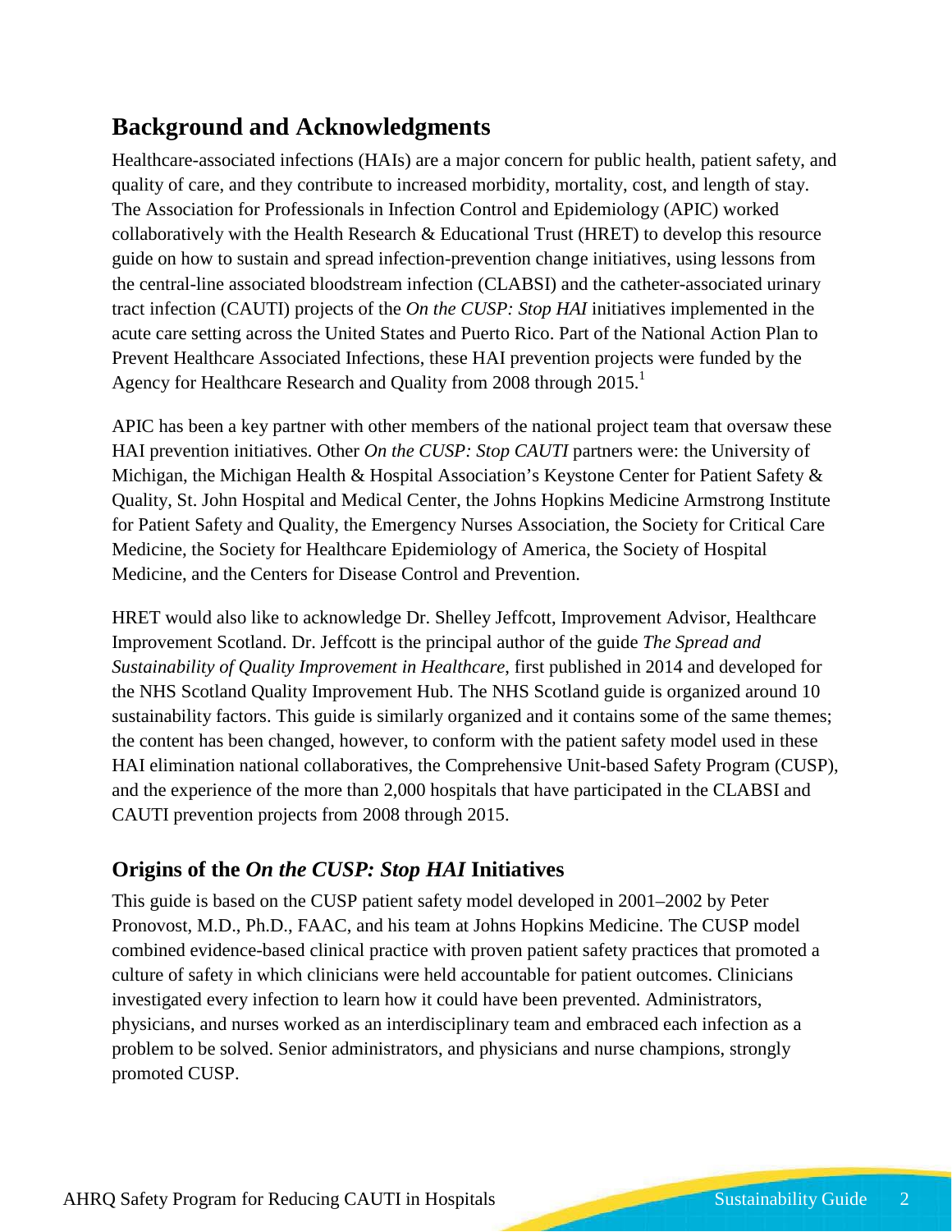## Background and Acknowledgments

Healthcare-associated infections (HAIs) are a major concern for public health, patient safety, and quality of care, and they contribute to increased morbidity, mortality, cost, and length of stay. The Association for Professionals in Infection Control and Epidemiology (APIC) worked collaboratively with the Health Research & Educational Trust (HRET) to develop this resource guide on how to sustain and spread infection-prevention change initiatives, using lessons from the central-line associated bloodstream infection (CLABSI) and the catheter-associated urinary tract infection (CAUTI) projects of the *On the CUSP: Stop HAI* initiatives implemented in the acute care setting across the United States and Puerto Rico. Part of the National Action Plan to Prevent Healthcare Associated Infections, these HAI prevention projects were funded by the Agency for Healthcare Research and Quality from 2008 through 2015.[1]

APIC has been a key partner with other members of the national project team that oversaw these HAI prevention initiatives. Other *On the CUSP: Stop CAUTI* partners were: the University of Michigan, the Michigan Health & Hospital Association's Keystone Center for Patient Safety & Quality, St. John Hospital and Medical Center, the Johns Hopkins Medicine Armstrong Institute for Patient Safety and Quality, the Emergency Nurses Association, the Society for Critical Care Medicine, the Society for Healthcare Epidemiology of America, the Society of Hospital Medicine, and the Centers for Disease Control and Prevention.

HRET would also like to acknowledge Dr. Shelley Jeffcott, Improvement Advisor, Healthcare Improvement Scotland. Dr. Jeffcott is the principal author of the guide *The Spread and Sustainability of Quality Improvement in Healthcare*, first published in 2014 and developed for the NHS Scotland Quality Improvement Hub. The NHS Scotland guide is organized around 10 sustainability factors. This guide is similarly organized and it contains some of the same themes; the content has been changed, however, to conform with the patient safety model used in these HAI elimination national collaboratives, the Comprehensive Unit-based Safety Program (CUSP), and the experience of the more than 2,000 hospitals that have participated in the CLABSI and CAUTI prevention projects from 2008 through 2015.

### Origins of the *On the CUSP: Stop HAI* Initiatives

This guide is based on the CUSP patient safety model developed in 2001–2002 by Peter Pronovost, M.D., Ph.D., FAAC, and his team at Johns Hopkins Medicine. The CUSP model combined evidence-based clinical practice with proven patient safety practices that promoted a culture of safety in which clinicians were held accountable for patient outcomes. Clinicians investigated every infection to learn how it could have been prevented. Administrators, physicians, and nurses worked as an interdisciplinary team and embraced each infection as a problem to be solved. Senior administrators, and physicians and nurse champions, strongly promoted CUSP.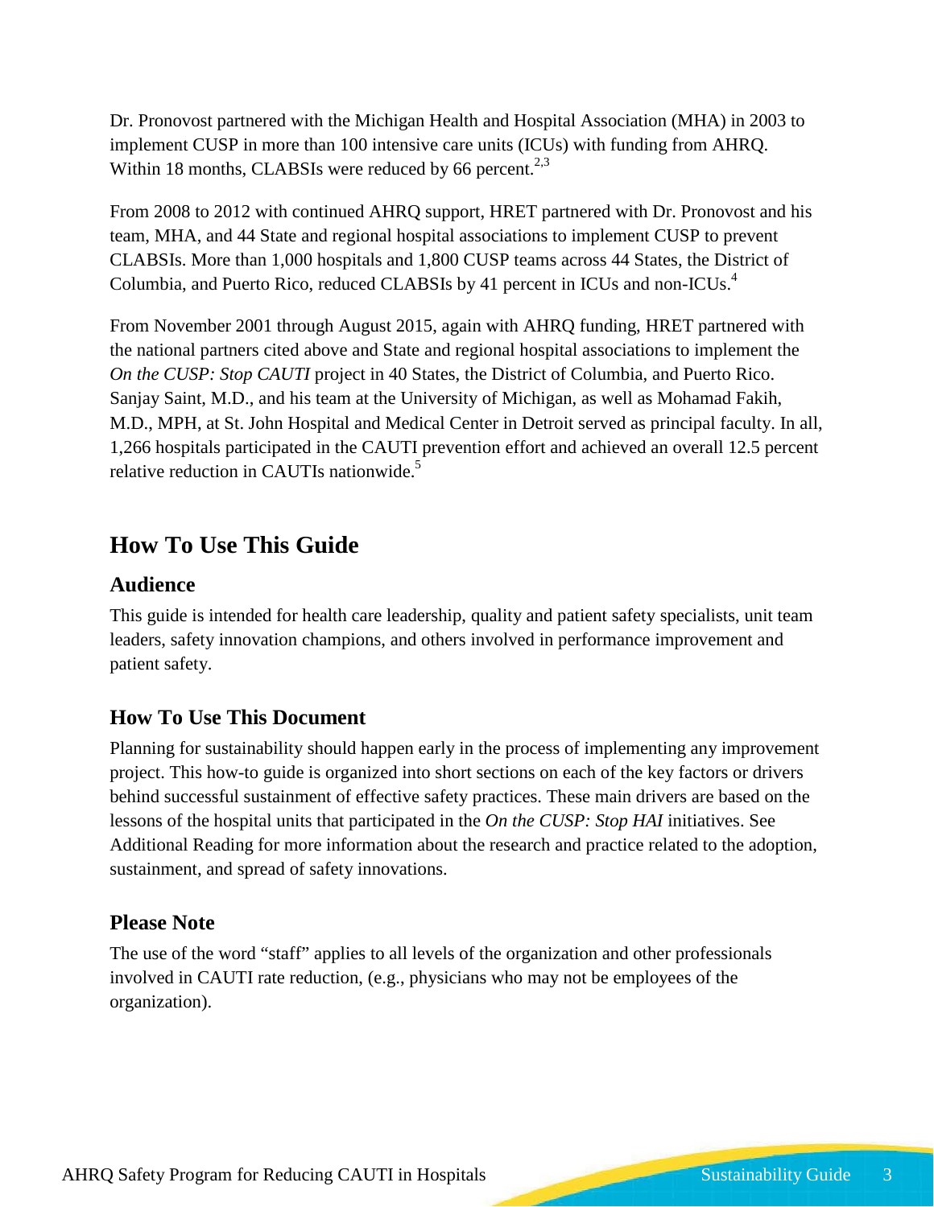Dr. Pronovost partnered with the Michigan Health and Hospital Association (MHA) in 2003 to implement CUSP in more than 100 intensive care units (ICUs) with funding from AHRQ. Within 18 months, CLABSIs were reduced by 66 percent.[2,3]

From 2008 to 2012 with continued AHRQ support, HRET partnered with Dr. Pronovost and his team, MHA, and 44 State and regional hospital associations to implement CUSP to prevent CLABSIs. More than 1,000 hospitals and 1,800 CUSP teams across 44 States, the District of Columbia, and Puerto Rico, reduced CLABSIs by 41 percent in ICUs and non-ICUs.[4]

From November 2001 through August 2015, again with AHRQ funding, HRET partnered with the national partners cited above and State and regional hospital associations to implement the *On the CUSP: Stop CAUTI* project in 40 States, the District of Columbia, and Puerto Rico. Sanjay Saint, M.D., and his team at the University of Michigan, as well as Mohamad Fakih, M.D., MPH, at St. John Hospital and Medical Center in Detroit served as principal faculty. In all, 1,266 hospitals participated in the CAUTI prevention effort and achieved an overall 12.5 percent relative reduction in CAUTIs nationwide.[5]

## How To Use This Guide

### Audience

This guide is intended for health care leadership, quality and patient safety specialists, unit team leaders, safety innovation champions, and others involved in performance improvement and patient safety.

### How To Use This Document

Planning for sustainability should happen early in the process of implementing any improvement project. This how-to guide is organized into short sections on each of the key factors or drivers behind successful sustainment of effective safety practices. These main drivers are based on the lessons of the hospital units that participated in the *On the CUSP: Stop HAI* initiatives. See Additional Reading for more information about the research and practice related to the adoption, sustainment, and spread of safety innovations.

### Please Note

The use of the word "staff" applies to all levels of the organization and other professionals involved in CAUTI rate reduction, (e.g., physicians who may not be employees of the organization).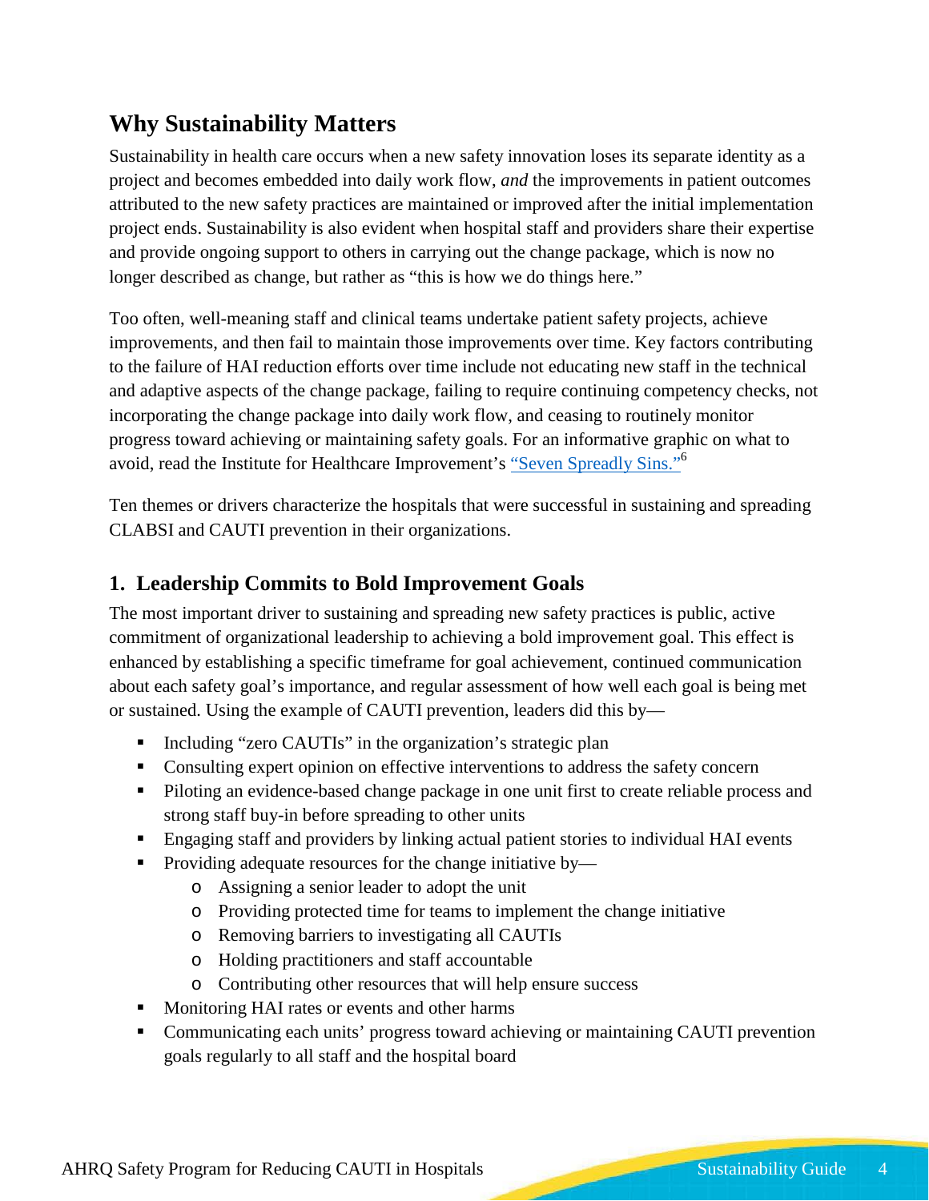## Why Sustainability Matters

Sustainability in health care occurs when a new safety innovation loses its separate identity as a project and becomes embedded into daily work flow, *and* the improvements in patient outcomes attributed to the new safety practices are maintained or improved after the initial implementation project ends. Sustainability is also evident when hospital staff and providers share their expertise and provide ongoing support to others in carrying out the change package, which is now no longer described as change, but rather as "this is how we do things here."

Too often, well-meaning staff and clinical teams undertake patient safety projects, achieve improvements, and then fail to maintain those improvements over time. Key factors contributing to the failure of HAI reduction efforts over time include not educating new staff in the technical and adaptive aspects of the change package, failing to require continuing competency checks, not incorporating the change package into daily work flow, and ceasing to routinely monitor progress toward achieving or maintaining safety goals. For an informative graphic on what to avoid, read the Institute for Healthcare Improvement's "Seven Spreadly Sins."[6]

Ten themes or drivers characterize the hospitals that were successful in sustaining and spreading CLABSI and CAUTI prevention in their organizations.

### 1. Leadership Commits to Bold Improvement Goals

The most important driver to sustaining and spreading new safety practices is public, active commitment of organizational leadership to achieving a bold improvement goal. This effect is enhanced by establishing a specific timeframe for goal achievement, continued communication about each safety goal's importance, and regular assessment of how well each goal is being met or sustained. Using the example of CAUTI prevention, leaders did this by—

- Including "zero CAUTIs" in the organization's strategic plan
- Consulting expert opinion on effective interventions to address the safety concern
- Piloting an evidence-based change package in one unit first to create reliable process and strong staff buy-in before spreading to other units
- Engaging staff and providers by linking actual patient stories to individual HAI events
- Providing adequate resources for the change initiative by—
  - Assigning a senior leader to adopt the unit
  - Providing protected time for teams to implement the change initiative
  - Removing barriers to investigating all CAUTIs
  - Holding practitioners and staff accountable
  - Contributing other resources that will help ensure success
- Monitoring HAI rates or events and other harms
- Communicating each units' progress toward achieving or maintaining CAUTI prevention goals regularly to all staff and the hospital board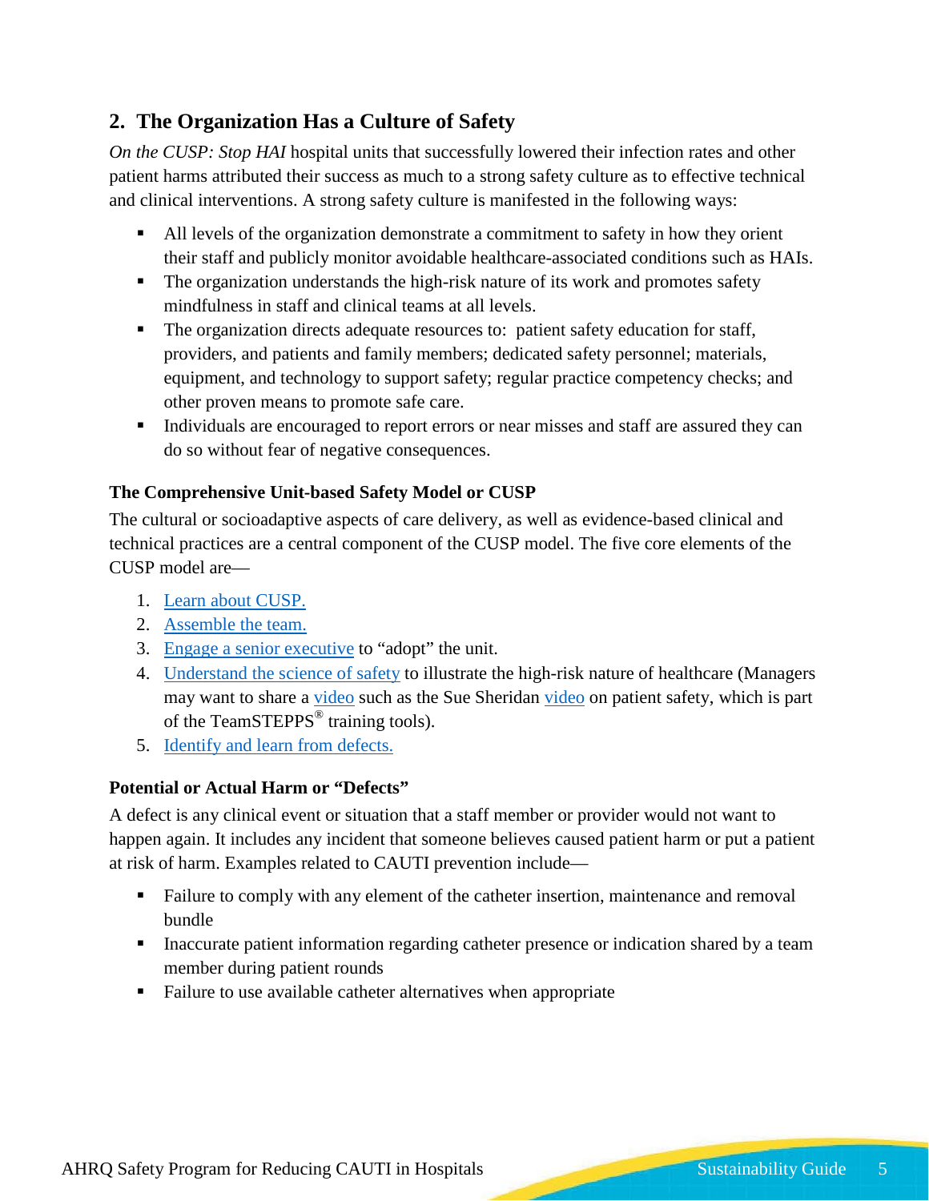## 2. The Organization Has a Culture of Safety

*On the CUSP: Stop HAI* hospital units that successfully lowered their infection rates and other patient harms attributed their success as much to a strong safety culture as to effective technical and clinical interventions. A strong safety culture is manifested in the following ways:

- All levels of the organization demonstrate a commitment to safety in how they orient their staff and publicly monitor avoidable healthcare-associated conditions such as HAIs.
- The organization understands the high-risk nature of its work and promotes safety mindfulness in staff and clinical teams at all levels.
- The organization directs adequate resources to: patient safety education for staff, providers, and patients and family members; dedicated safety personnel; materials, equipment, and technology to support safety; regular practice competency checks; and other proven means to promote safe care.
- Individuals are encouraged to report errors or near misses and staff are assured they can do so without fear of negative consequences.

### The Comprehensive Unit-based Safety Model or CUSP

The cultural or socioadaptive aspects of care delivery, as well as evidence-based clinical and technical practices are a central component of the CUSP model. The five core elements of the CUSP model are—

1. Learn about CUSP.
2. Assemble the team.
3. Engage a senior executive to "adopt" the unit.
4. Understand the science of safety to illustrate the high-risk nature of healthcare (Managers may want to share a video such as the Sue Sheridan video on patient safety, which is part of the TeamSTEPPS® training tools).
5. Identify and learn from defects.

### Potential or Actual Harm or "Defects"

A defect is any clinical event or situation that a staff member or provider would not want to happen again. It includes any incident that someone believes caused patient harm or put a patient at risk of harm. Examples related to CAUTI prevention include—

- Failure to comply with any element of the catheter insertion, maintenance and removal bundle
- Inaccurate patient information regarding catheter presence or indication shared by a team member during patient rounds
- Failure to use available catheter alternatives when appropriate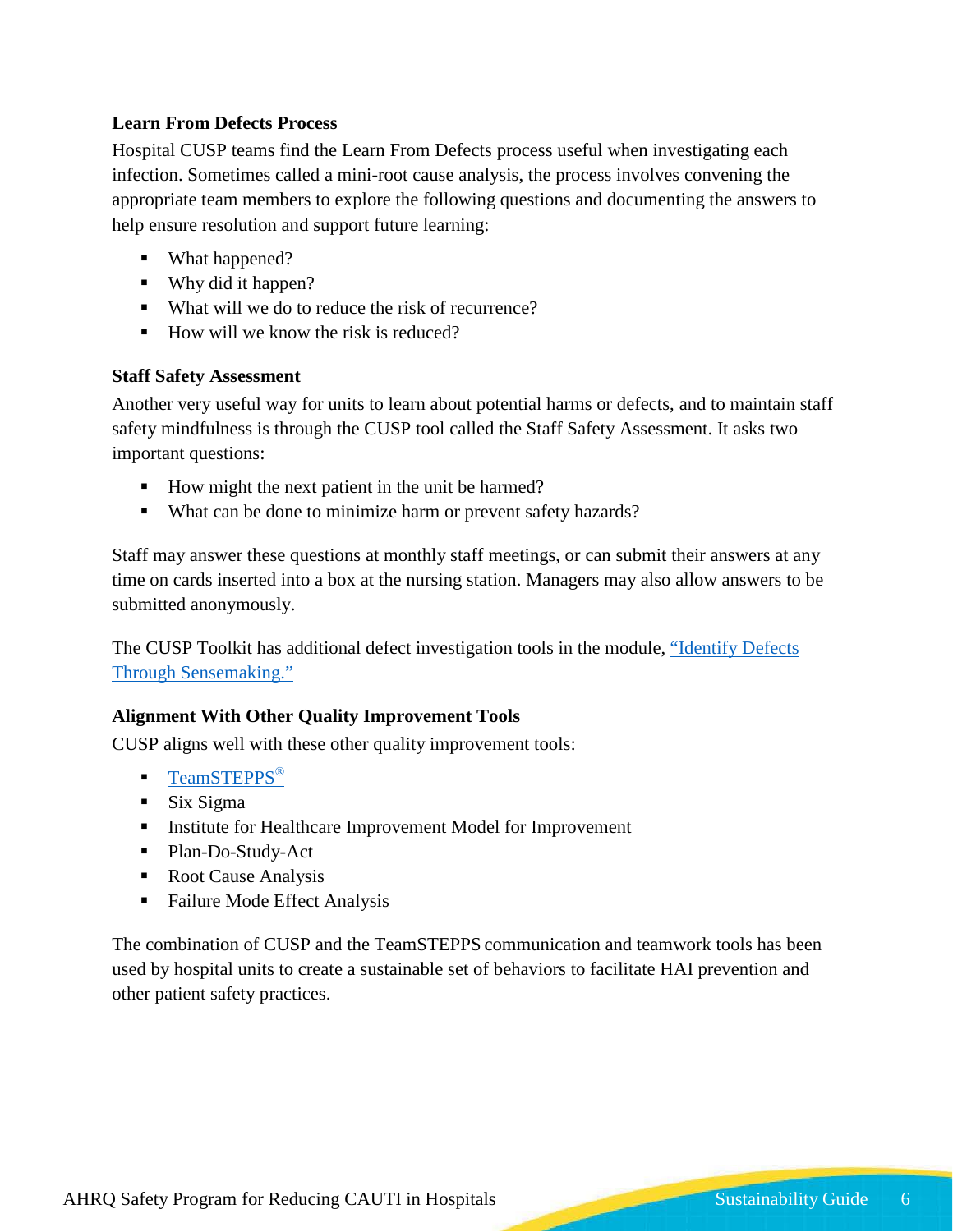### Learn From Defects Process

Hospital CUSP teams find the Learn From Defects process useful when investigating each infection. Sometimes called a mini-root cause analysis, the process involves convening the appropriate team members to explore the following questions and documenting the answers to help ensure resolution and support future learning:

- What happened?
- Why did it happen?
- What will we do to reduce the risk of recurrence?
- How will we know the risk is reduced?

### Staff Safety Assessment

Another very useful way for units to learn about potential harms or defects, and to maintain staff safety mindfulness is through the CUSP tool called the Staff Safety Assessment. It asks two important questions:

- How might the next patient in the unit be harmed?
- What can be done to minimize harm or prevent safety hazards?

Staff may answer these questions at monthly staff meetings, or can submit their answers at any time on cards inserted into a box at the nursing station. Managers may also allow answers to be submitted anonymously.

The CUSP Toolkit has additional defect investigation tools in the module, "Identify Defects Through Sensemaking."

### Alignment With Other Quality Improvement Tools

CUSP aligns well with these other quality improvement tools:

- TeamSTEPPS®
- Six Sigma
- Institute for Healthcare Improvement Model for Improvement
- Plan-Do-Study-Act
- Root Cause Analysis
- Failure Mode Effect Analysis

The combination of CUSP and the TeamSTEPPS communication and teamwork tools has been used by hospital units to create a sustainable set of behaviors to facilitate HAI prevention and other patient safety practices.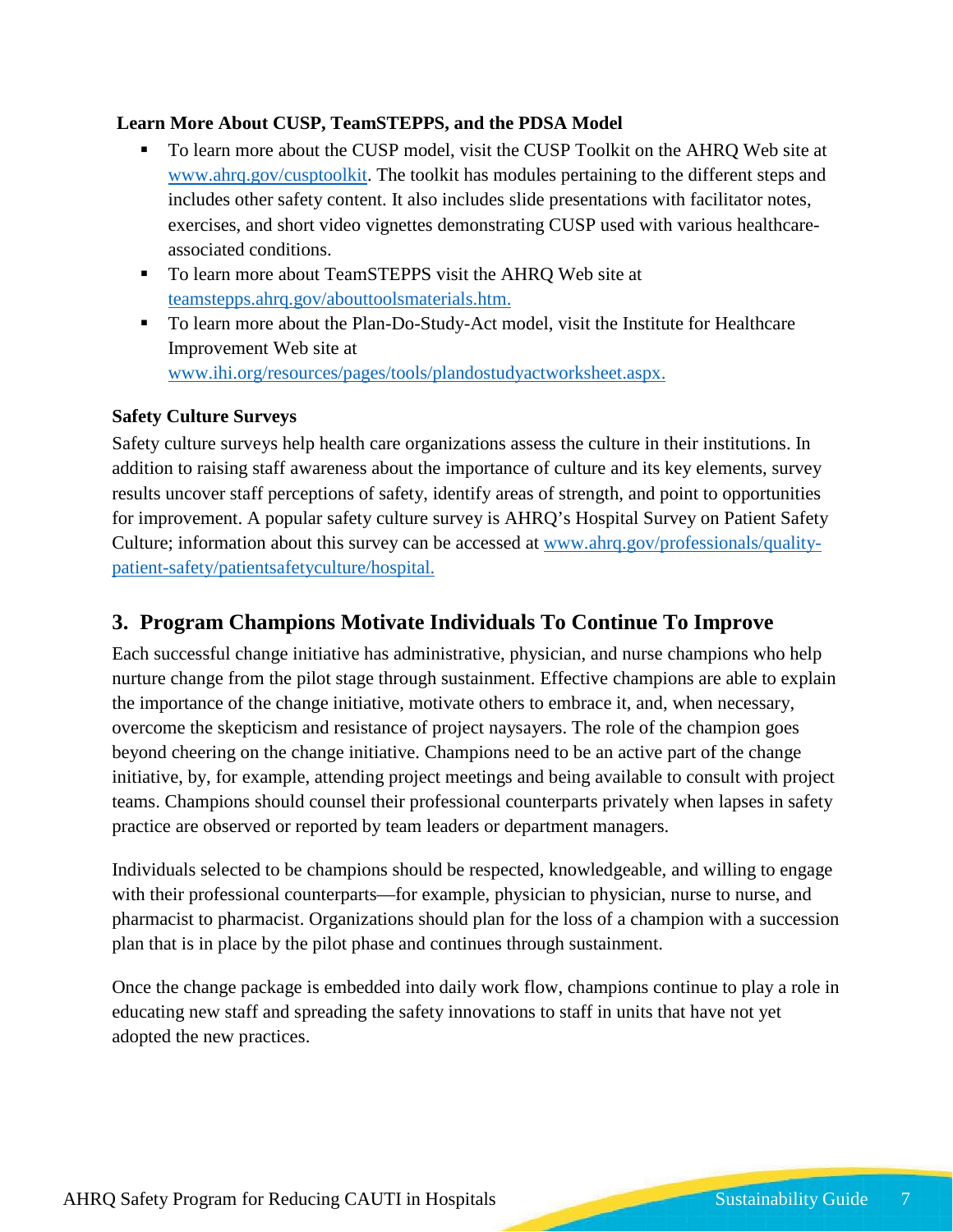**Learn More About CUSP, TeamSTEPPS, and the PDSA Model**

- To learn more about the CUSP model, visit the CUSP Toolkit on the AHRQ Web site at www.ahrq.gov/cusptoolkit. The toolkit has modules pertaining to the different steps and includes other safety content. It also includes slide presentations with facilitator notes, exercises, and short video vignettes demonstrating CUSP used with various healthcare-associated conditions.
- To learn more about TeamSTEPPS visit the AHRQ Web site at teamstepps.ahrq.gov/abouttoolsmaterials.htm.
- To learn more about the Plan-Do-Study-Act model, visit the Institute for Healthcare Improvement Web site at www.ihi.org/resources/pages/tools/plandostudyactworksheet.aspx.

**Safety Culture Surveys**

Safety culture surveys help health care organizations assess the culture in their institutions. In addition to raising staff awareness about the importance of culture and its key elements, survey results uncover staff perceptions of safety, identify areas of strength, and point to opportunities for improvement. A popular safety culture survey is AHRQ's Hospital Survey on Patient Safety Culture; information about this survey can be accessed at www.ahrq.gov/professionals/quality-patient-safety/patientsafetyculture/hospital.

## 3. Program Champions Motivate Individuals To Continue To Improve

Each successful change initiative has administrative, physician, and nurse champions who help nurture change from the pilot stage through sustainment. Effective champions are able to explain the importance of the change initiative, motivate others to embrace it, and, when necessary, overcome the skepticism and resistance of project naysayers. The role of the champion goes beyond cheering on the change initiative. Champions need to be an active part of the change initiative, by, for example, attending project meetings and being available to consult with project teams. Champions should counsel their professional counterparts privately when lapses in safety practice are observed or reported by team leaders or department managers.

Individuals selected to be champions should be respected, knowledgeable, and willing to engage with their professional counterparts—for example, physician to physician, nurse to nurse, and pharmacist to pharmacist. Organizations should plan for the loss of a champion with a succession plan that is in place by the pilot phase and continues through sustainment.

Once the change package is embedded into daily work flow, champions continue to play a role in educating new staff and spreading the safety innovations to staff in units that have not yet adopted the new practices.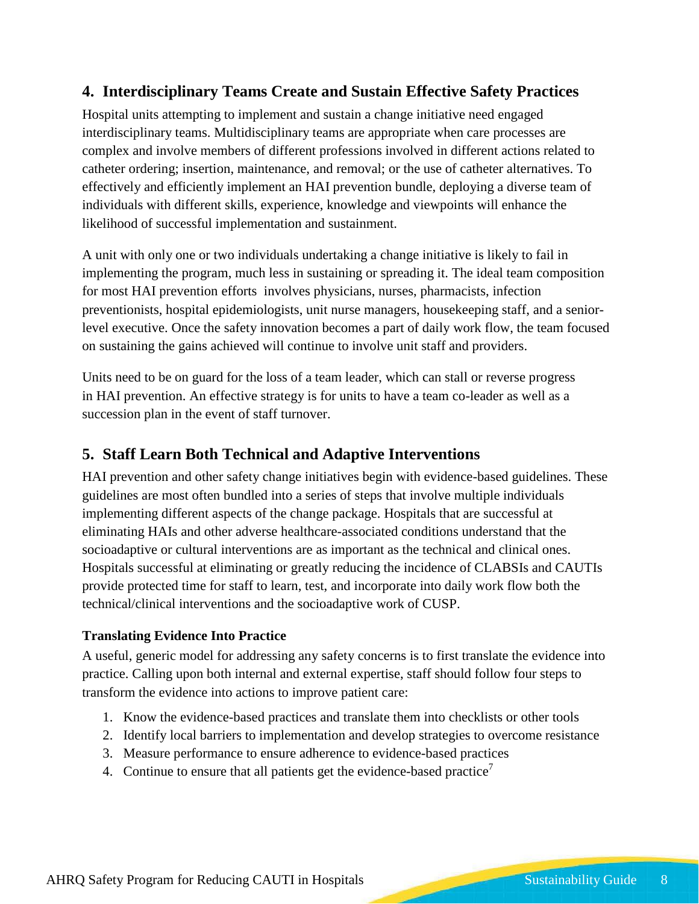## 4. Interdisciplinary Teams Create and Sustain Effective Safety Practices

Hospital units attempting to implement and sustain a change initiative need engaged interdisciplinary teams. Multidisciplinary teams are appropriate when care processes are complex and involve members of different professions involved in different actions related to catheter ordering; insertion, maintenance, and removal; or the use of catheter alternatives. To effectively and efficiently implement an HAI prevention bundle, deploying a diverse team of individuals with different skills, experience, knowledge and viewpoints will enhance the likelihood of successful implementation and sustainment.

A unit with only one or two individuals undertaking a change initiative is likely to fail in implementing the program, much less in sustaining or spreading it. The ideal team composition for most HAI prevention efforts involves physicians, nurses, pharmacists, infection preventionists, hospital epidemiologists, unit nurse managers, housekeeping staff, and a senior-level executive. Once the safety innovation becomes a part of daily work flow, the team focused on sustaining the gains achieved will continue to involve unit staff and providers.

Units need to be on guard for the loss of a team leader, which can stall or reverse progress in HAI prevention. An effective strategy is for units to have a team co-leader as well as a succession plan in the event of staff turnover.

## 5. Staff Learn Both Technical and Adaptive Interventions

HAI prevention and other safety change initiatives begin with evidence-based guidelines. These guidelines are most often bundled into a series of steps that involve multiple individuals implementing different aspects of the change package. Hospitals that are successful at eliminating HAIs and other adverse healthcare-associated conditions understand that the socioadaptive or cultural interventions are as important as the technical and clinical ones. Hospitals successful at eliminating or greatly reducing the incidence of CLABSIs and CAUTIs provide protected time for staff to learn, test, and incorporate into daily work flow both the technical/clinical interventions and the socioadaptive work of CUSP.

### Translating Evidence Into Practice

A useful, generic model for addressing any safety concerns is to first translate the evidence into practice. Calling upon both internal and external expertise, staff should follow four steps to transform the evidence into actions to improve patient care:

1. Know the evidence-based practices and translate them into checklists or other tools
2. Identify local barriers to implementation and develop strategies to overcome resistance
3. Measure performance to ensure adherence to evidence-based practices
4. Continue to ensure that all patients get the evidence-based practice[7]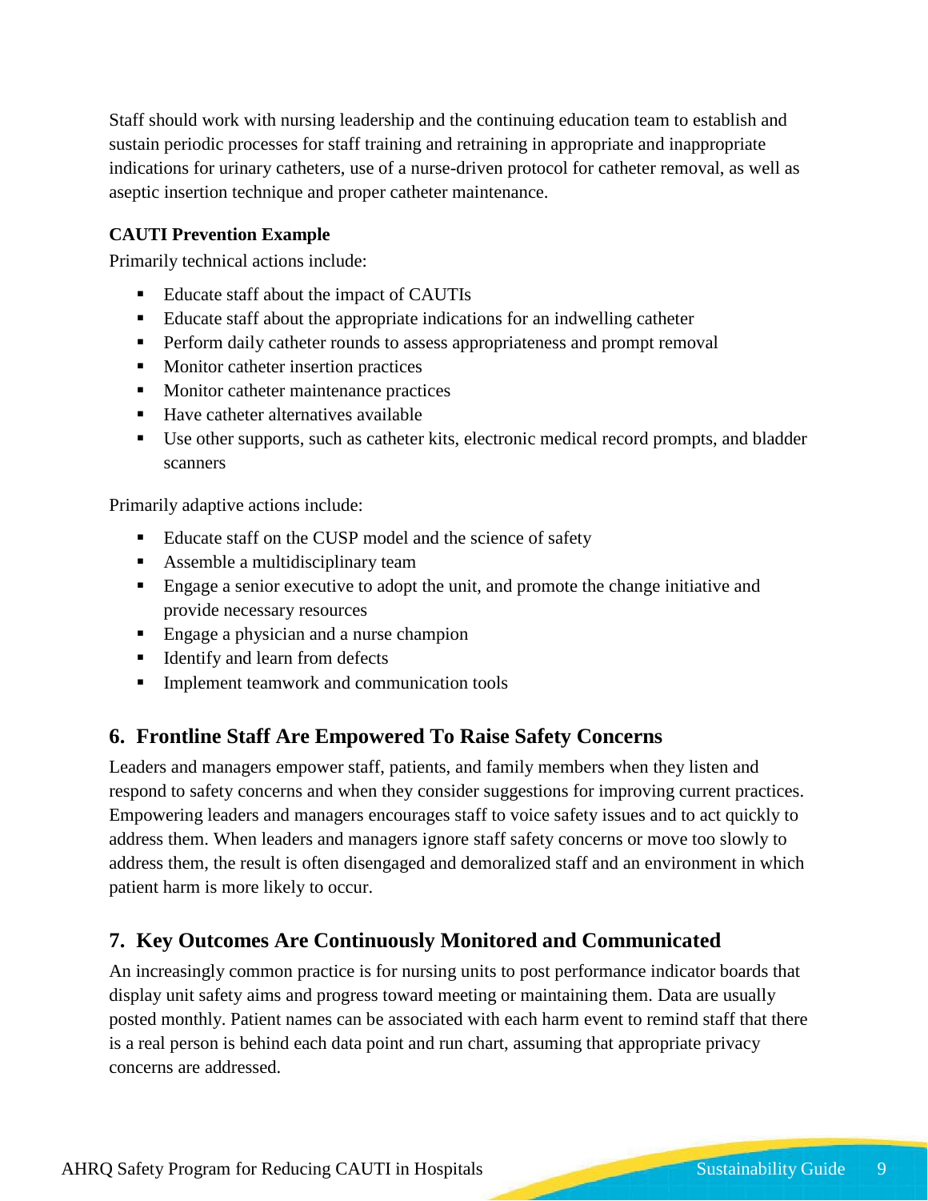Staff should work with nursing leadership and the continuing education team to establish and sustain periodic processes for staff training and retraining in appropriate and inappropriate indications for urinary catheters, use of a nurse-driven protocol for catheter removal, as well as aseptic insertion technique and proper catheter maintenance.

**CAUTI Prevention Example**

Primarily technical actions include:

- Educate staff about the impact of CAUTIs
- Educate staff about the appropriate indications for an indwelling catheter
- Perform daily catheter rounds to assess appropriateness and prompt removal
- Monitor catheter insertion practices
- Monitor catheter maintenance practices
- Have catheter alternatives available
- Use other supports, such as catheter kits, electronic medical record prompts, and bladder scanners

Primarily adaptive actions include:

- Educate staff on the CUSP model and the science of safety
- Assemble a multidisciplinary team
- Engage a senior executive to adopt the unit, and promote the change initiative and provide necessary resources
- Engage a physician and a nurse champion
- Identify and learn from defects
- Implement teamwork and communication tools

## 6. Frontline Staff Are Empowered To Raise Safety Concerns

Leaders and managers empower staff, patients, and family members when they listen and respond to safety concerns and when they consider suggestions for improving current practices. Empowering leaders and managers encourages staff to voice safety issues and to act quickly to address them. When leaders and managers ignore staff safety concerns or move too slowly to address them, the result is often disengaged and demoralized staff and an environment in which patient harm is more likely to occur.

## 7. Key Outcomes Are Continuously Monitored and Communicated

An increasingly common practice is for nursing units to post performance indicator boards that display unit safety aims and progress toward meeting or maintaining them. Data are usually posted monthly. Patient names can be associated with each harm event to remind staff that there is a real person is behind each data point and run chart, assuming that appropriate privacy concerns are addressed.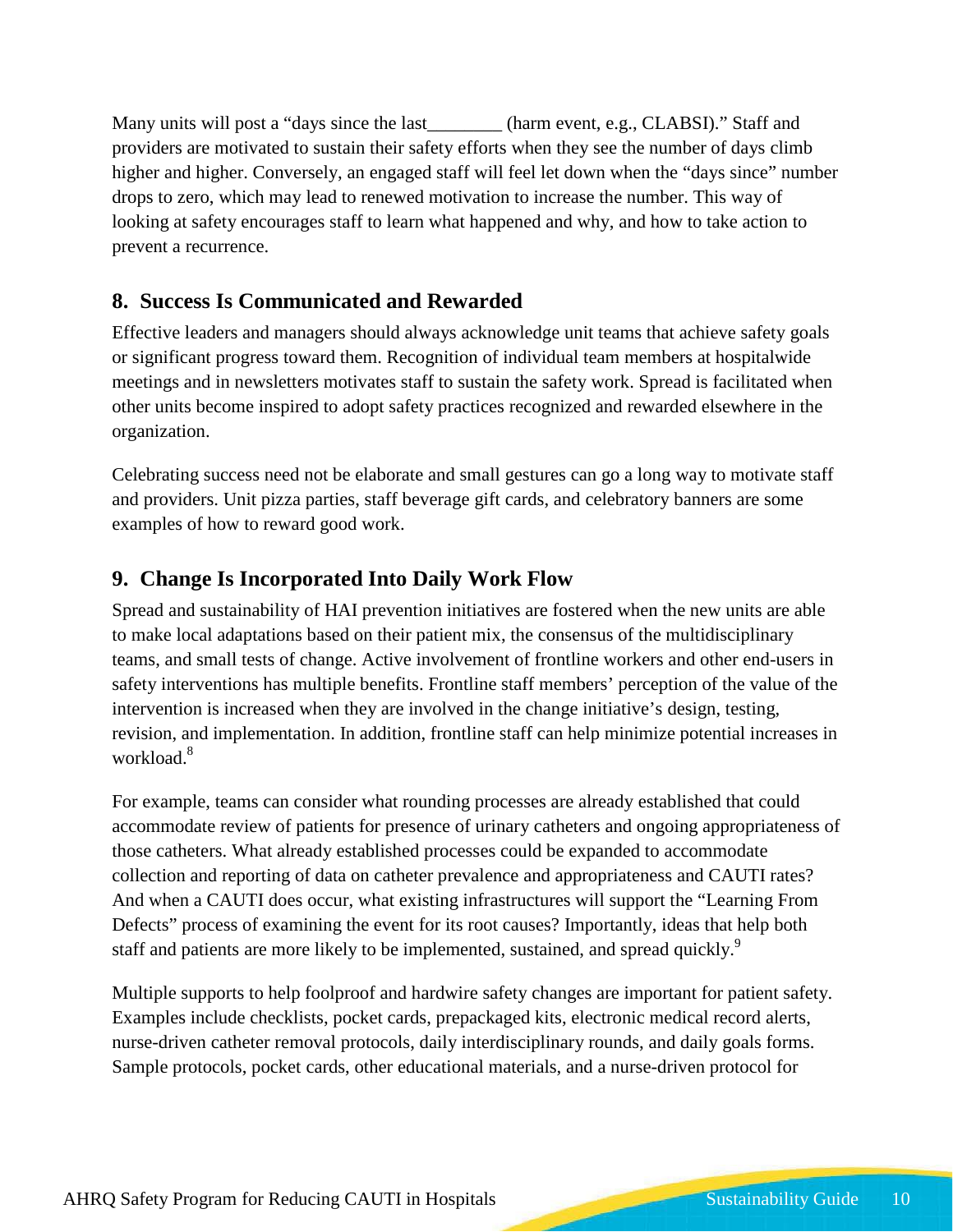Many units will post a "days since the last________ (harm event, e.g., CLABSI)." Staff and providers are motivated to sustain their safety efforts when they see the number of days climb higher and higher. Conversely, an engaged staff will feel let down when the "days since" number drops to zero, which may lead to renewed motivation to increase the number. This way of looking at safety encourages staff to learn what happened and why, and how to take action to prevent a recurrence.

## 8. Success Is Communicated and Rewarded

Effective leaders and managers should always acknowledge unit teams that achieve safety goals or significant progress toward them. Recognition of individual team members at hospitalwide meetings and in newsletters motivates staff to sustain the safety work. Spread is facilitated when other units become inspired to adopt safety practices recognized and rewarded elsewhere in the organization.

Celebrating success need not be elaborate and small gestures can go a long way to motivate staff and providers. Unit pizza parties, staff beverage gift cards, and celebratory banners are some examples of how to reward good work.

## 9. Change Is Incorporated Into Daily Work Flow

Spread and sustainability of HAI prevention initiatives are fostered when the new units are able to make local adaptations based on their patient mix, the consensus of the multidisciplinary teams, and small tests of change. Active involvement of frontline workers and other end-users in safety interventions has multiple benefits. Frontline staff members' perception of the value of the intervention is increased when they are involved in the change initiative's design, testing, revision, and implementation. In addition, frontline staff can help minimize potential increases in workload.[8]

For example, teams can consider what rounding processes are already established that could accommodate review of patients for presence of urinary catheters and ongoing appropriateness of those catheters. What already established processes could be expanded to accommodate collection and reporting of data on catheter prevalence and appropriateness and CAUTI rates? And when a CAUTI does occur, what existing infrastructures will support the "Learning From Defects" process of examining the event for its root causes? Importantly, ideas that help both staff and patients are more likely to be implemented, sustained, and spread quickly.[9]

Multiple supports to help foolproof and hardwire safety changes are important for patient safety. Examples include checklists, pocket cards, prepackaged kits, electronic medical record alerts, nurse-driven catheter removal protocols, daily interdisciplinary rounds, and daily goals forms. Sample protocols, pocket cards, other educational materials, and a nurse-driven protocol for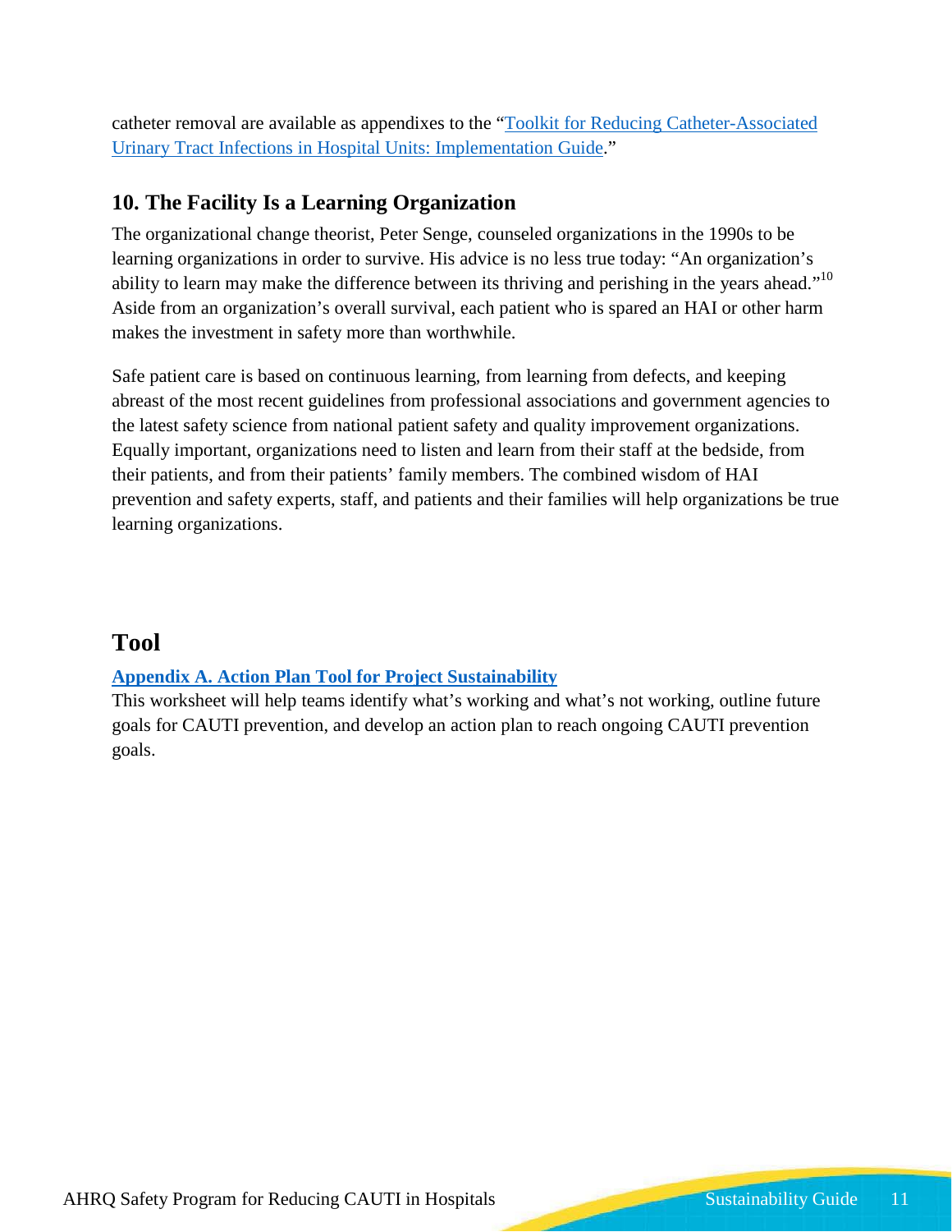catheter removal are available as appendixes to the "Toolkit for Reducing Catheter-Associated Urinary Tract Infections in Hospital Units: Implementation Guide."

### 10. The Facility Is a Learning Organization

The organizational change theorist, Peter Senge, counseled organizations in the 1990s to be learning organizations in order to survive. His advice is no less true today: "An organization's ability to learn may make the difference between its thriving and perishing in the years ahead."[10] Aside from an organization's overall survival, each patient who is spared an HAI or other harm makes the investment in safety more than worthwhile.

Safe patient care is based on continuous learning, from learning from defects, and keeping abreast of the most recent guidelines from professional associations and government agencies to the latest safety science from national patient safety and quality improvement organizations. Equally important, organizations need to listen and learn from their staff at the bedside, from their patients, and from their patients' family members. The combined wisdom of HAI prevention and safety experts, staff, and patients and their families will help organizations be true learning organizations.

## Tool

**Appendix A. Action Plan Tool for Project Sustainability**

This worksheet will help teams identify what's working and what's not working, outline future goals for CAUTI prevention, and develop an action plan to reach ongoing CAUTI prevention goals.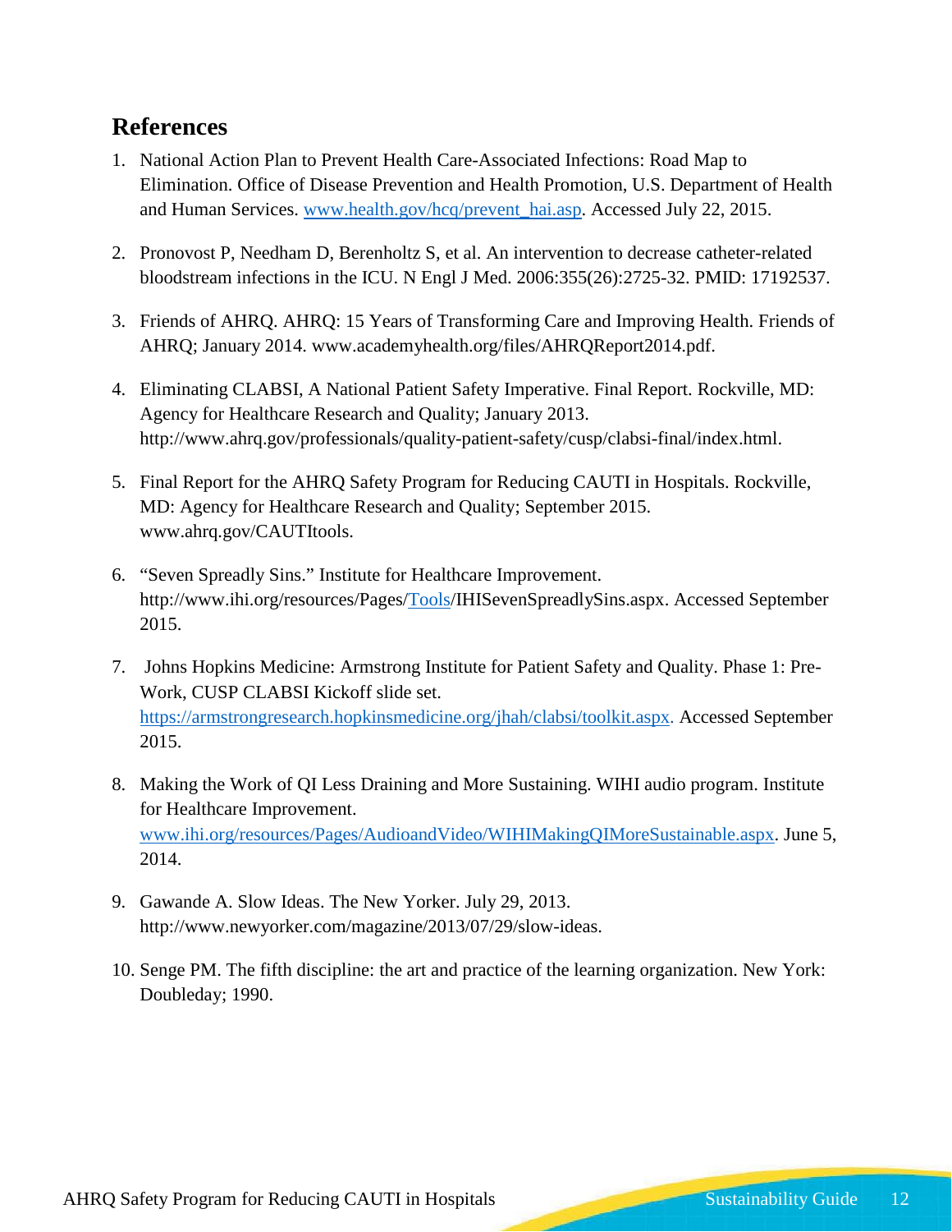## References

1. National Action Plan to Prevent Health Care-Associated Infections: Road Map to Elimination. Office of Disease Prevention and Health Promotion, U.S. Department of Health and Human Services. www.health.gov/hcq/prevent_hai.asp. Accessed July 22, 2015.

2. Pronovost P, Needham D, Berenholtz S, et al. An intervention to decrease catheter-related bloodstream infections in the ICU. N Engl J Med. 2006:355(26):2725-32. PMID: 17192537.

3. Friends of AHRQ. AHRQ: 15 Years of Transforming Care and Improving Health. Friends of AHRQ; January 2014. www.academyhealth.org/files/AHRQReport2014.pdf.

4. Eliminating CLABSI, A National Patient Safety Imperative. Final Report. Rockville, MD: Agency for Healthcare Research and Quality; January 2013. http://www.ahrq.gov/professionals/quality-patient-safety/cusp/clabsi-final/index.html.

5. Final Report for the AHRQ Safety Program for Reducing CAUTI in Hospitals. Rockville, MD: Agency for Healthcare Research and Quality; September 2015. www.ahrq.gov/CAUTItools.

6. "Seven Spreadly Sins." Institute for Healthcare Improvement. http://www.ihi.org/resources/Pages/Tools/IHISevenSpreadlySins.aspx. Accessed September 2015.

7. Johns Hopkins Medicine: Armstrong Institute for Patient Safety and Quality. Phase 1: Pre-Work, CUSP CLABSI Kickoff slide set. https://armstrongresearch.hopkinsmedicine.org/jhah/clabsi/toolkit.aspx. Accessed September 2015.

8. Making the Work of QI Less Draining and More Sustaining. WIHI audio program. Institute for Healthcare Improvement. www.ihi.org/resources/Pages/AudioandVideo/WIHIMakingQIMoreSustainable.aspx. June 5, 2014.

9. Gawande A. Slow Ideas. The New Yorker. July 29, 2013. http://www.newyorker.com/magazine/2013/07/29/slow-ideas.

10. Senge PM. The fifth discipline: the art and practice of the learning organization. New York: Doubleday; 1990.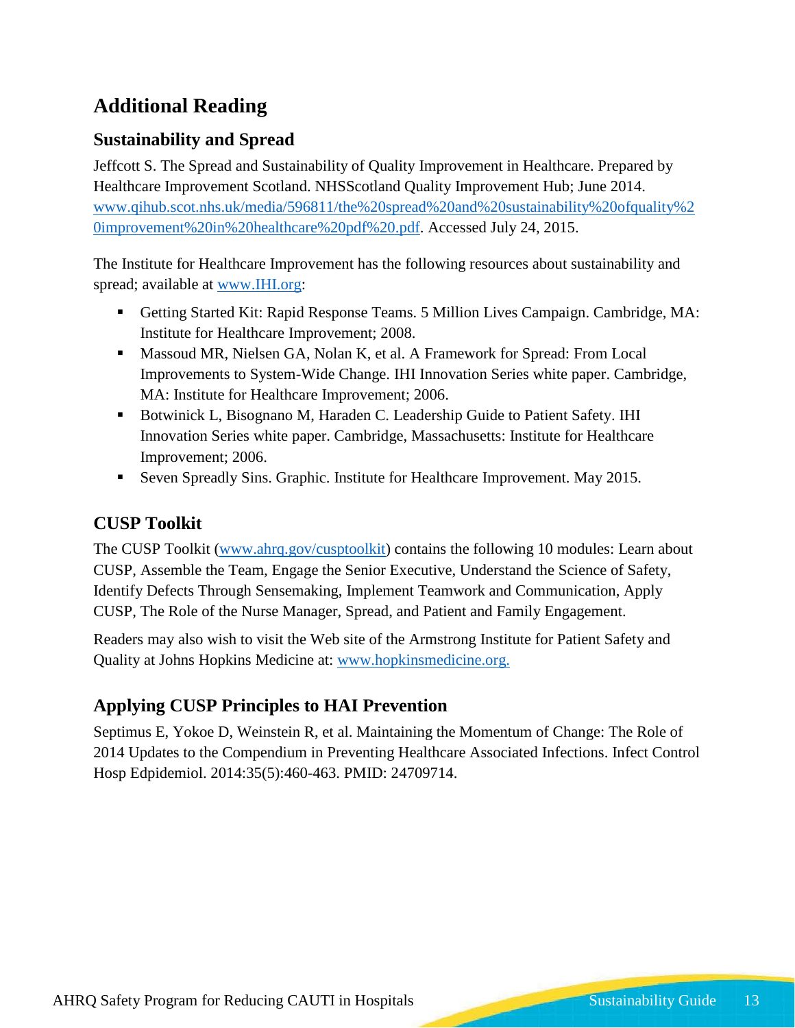# Additional Reading

## Sustainability and Spread

Jeffcott S. The Spread and Sustainability of Quality Improvement in Healthcare. Prepared by Healthcare Improvement Scotland. NHSScotland Quality Improvement Hub; June 2014. [www.qihub.scot.nhs.uk/media/596811/the%20spread%20and%20sustainability%20ofquality%20improvement%20in%20healthcare%20pdf%20.pdf](www.qihub.scot.nhs.uk/media/596811/the%20spread%20and%20sustainability%20ofquality%20improvement%20in%20healthcare%20pdf%20.pdf). Accessed July 24, 2015.

The Institute for Healthcare Improvement has the following resources about sustainability and spread; available at [www.IHI.org](www.IHI.org):

- Getting Started Kit: Rapid Response Teams. 5 Million Lives Campaign. Cambridge, MA: Institute for Healthcare Improvement; 2008.
- Massoud MR, Nielsen GA, Nolan K, et al. A Framework for Spread: From Local Improvements to System-Wide Change. IHI Innovation Series white paper. Cambridge, MA: Institute for Healthcare Improvement; 2006.
- Botwinick L, Bisognano M, Haraden C. Leadership Guide to Patient Safety. IHI Innovation Series white paper. Cambridge, Massachusetts: Institute for Healthcare Improvement; 2006.
- Seven Spreadly Sins. Graphic. Institute for Healthcare Improvement. May 2015.

## CUSP Toolkit

The CUSP Toolkit ([www.ahrq.gov/cusptoolkit](www.ahrq.gov/cusptoolkit)) contains the following 10 modules: Learn about CUSP, Assemble the Team, Engage the Senior Executive, Understand the Science of Safety, Identify Defects Through Sensemaking, Implement Teamwork and Communication, Apply CUSP, The Role of the Nurse Manager, Spread, and Patient and Family Engagement.

Readers may also wish to visit the Web site of the Armstrong Institute for Patient Safety and Quality at Johns Hopkins Medicine at: [www.hopkinsmedicine.org.](www.hopkinsmedicine.org)

## Applying CUSP Principles to HAI Prevention

Septimus E, Yokoe D, Weinstein R, et al. Maintaining the Momentum of Change: The Role of 2014 Updates to the Compendium in Preventing Healthcare Associated Infections. Infect Control Hosp Edpidemiol. 2014:35(5):460-463. PMID: 24709714.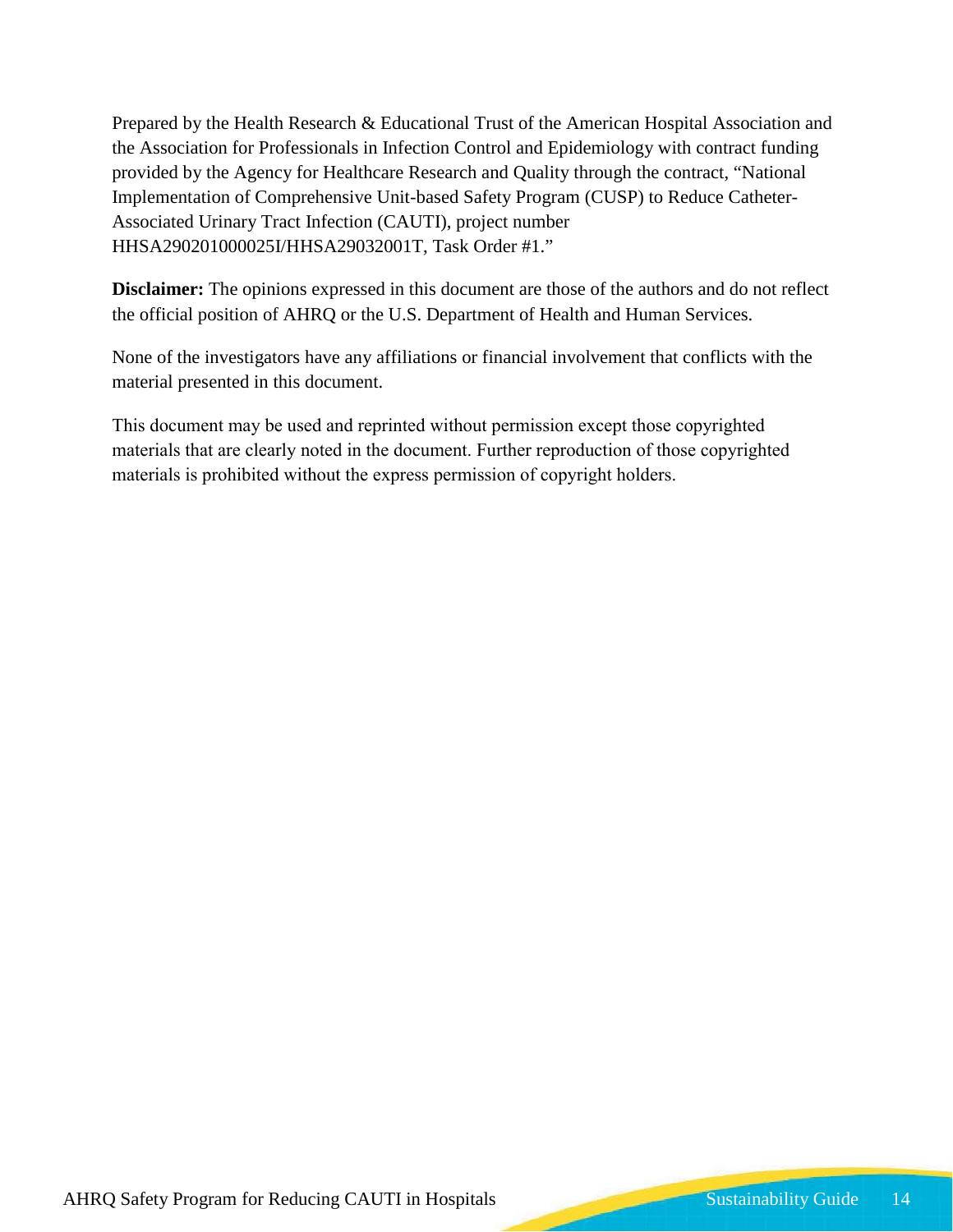Prepared by the Health Research & Educational Trust of the American Hospital Association and the Association for Professionals in Infection Control and Epidemiology with contract funding provided by the Agency for Healthcare Research and Quality through the contract, "National Implementation of Comprehensive Unit-based Safety Program (CUSP) to Reduce Catheter-Associated Urinary Tract Infection (CAUTI), project number HHSA290201000025I/HHSA29032001T, Task Order #1."

**Disclaimer:** The opinions expressed in this document are those of the authors and do not reflect the official position of AHRQ or the U.S. Department of Health and Human Services.

None of the investigators have any affiliations or financial involvement that conflicts with the material presented in this document.

This document may be used and reprinted without permission except those copyrighted materials that are clearly noted in the document. Further reproduction of those copyrighted materials is prohibited without the express permission of copyright holders.